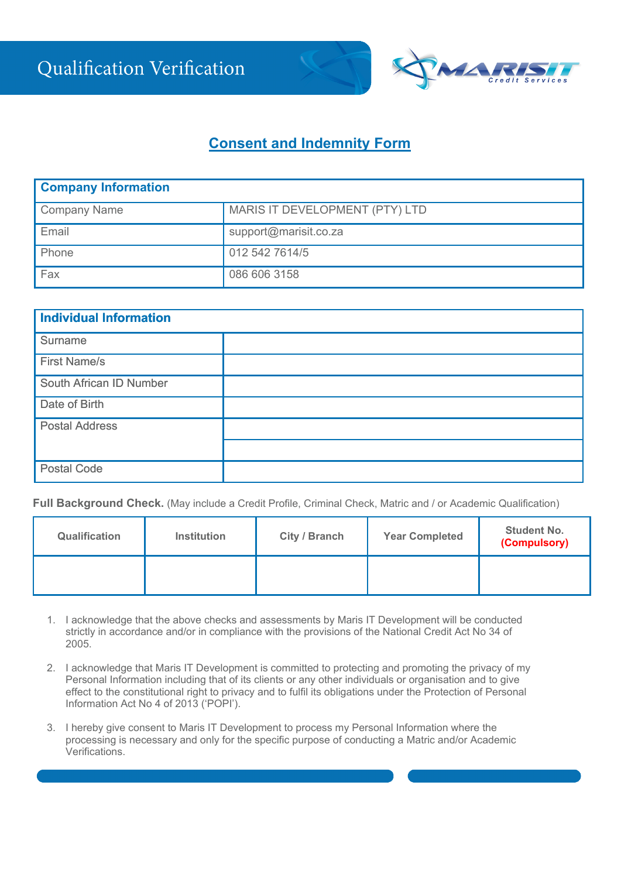# Qualification Verification

MARISIT Credit Services

## Consent and Indemnity Form

| Company Information | |
|---|---|
| Company Name | MARIS IT DEVELOPMENT (PTY) LTD |
| Email | support@marisit.co.za |
| Phone | 012 542 7614/5 |
| Fax | 086 606 3158 |

| Individual Information | |
|---|---|
| Surname | |
| First Name/s | |
| South African ID Number | |
| Date of Birth | |
| Postal Address | |
| | |
| Postal Code | |

**Full Background Check.** (May include a Credit Profile, Criminal Check, Matric and / or Academic Qualification)

| Qualification | Institution | City / Branch | Year Completed | Student No. (Compulsory) |
|---|---|---|---|---|
| | | | | |

1. I acknowledge that the above checks and assessments by Maris IT Development will be conducted strictly in accordance and/or in compliance with the provisions of the National Credit Act No 34 of 2005.

2. I acknowledge that Maris IT Development is committed to protecting and promoting the privacy of my Personal Information including that of its clients or any other individuals or organisation and to give effect to the constitutional right to privacy and to fulfil its obligations under the Protection of Personal Information Act No 4 of 2013 ('POPI').

3. I hereby give consent to Maris IT Development to process my Personal Information where the processing is necessary and only for the specific purpose of conducting a Matric and/or Academic Verifications.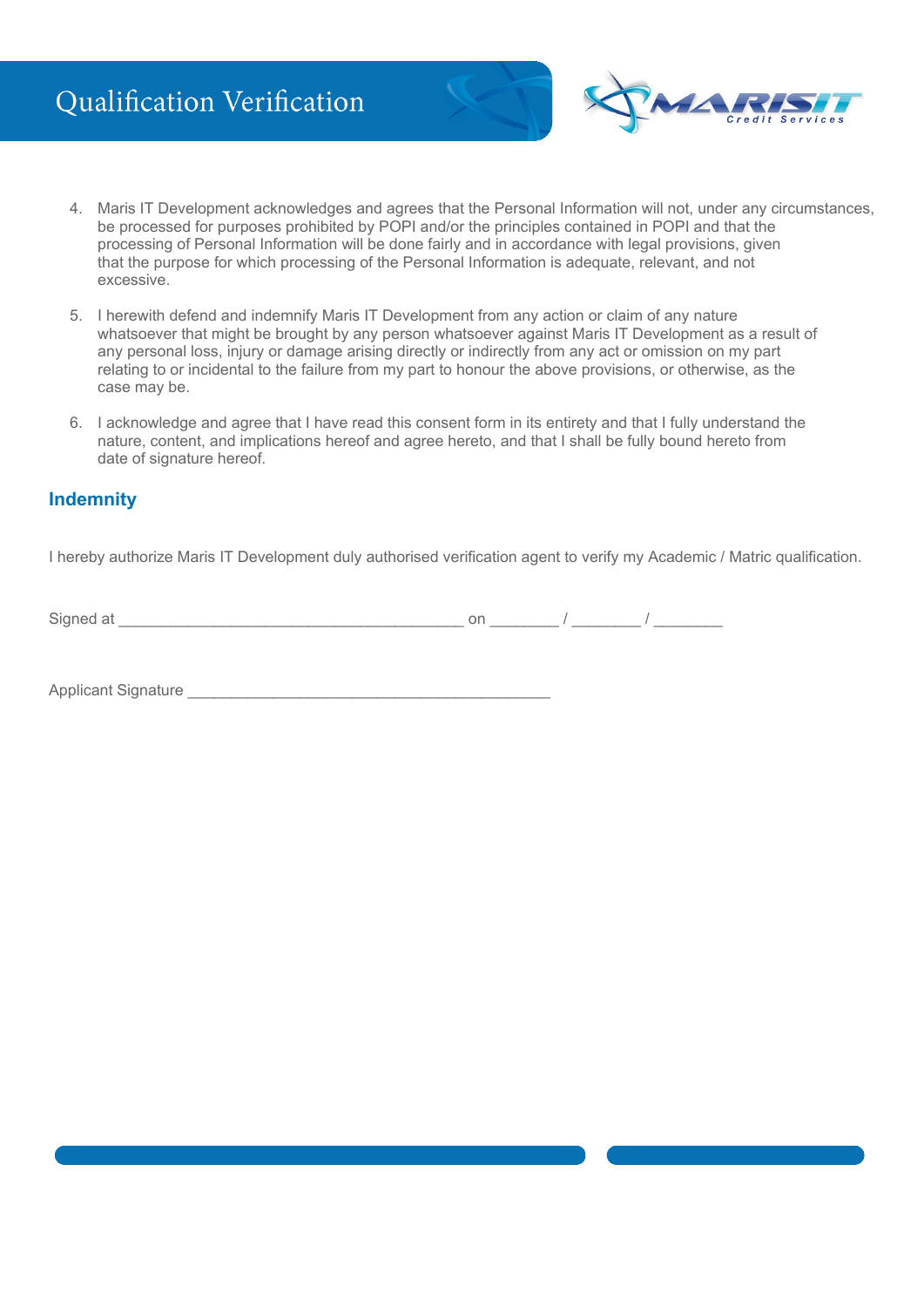4. Maris IT Development acknowledges and agrees that the Personal Information will not, under any circumstances, be processed for purposes prohibited by POPI and/or the principles contained in POPI and that the processing of Personal Information will be done fairly and in accordance with legal provisions, given that the purpose for which processing of the Personal Information is adequate, relevant, and not excessive.

5. I herewith defend and indemnify Maris IT Development from any action or claim of any nature whatsoever that might be brought by any person whatsoever against Maris IT Development as a result of any personal loss, injury or damage arising directly or indirectly from any act or omission on my part relating to or incidental to the failure from my part to honour the above provisions, or otherwise, as the case may be.

6. I acknowledge and agree that I have read this consent form in its entirety and that I fully understand the nature, content, and implications hereof and agree hereto, and that I shall be fully bound hereto from date of signature hereof.

## Indemnity

I hereby authorize Maris IT Development duly authorised verification agent to verify my Academic / Matric qualification.

Signed at ________________________________________ on ________ / ________ / ________

Applicant Signature __________________________________________